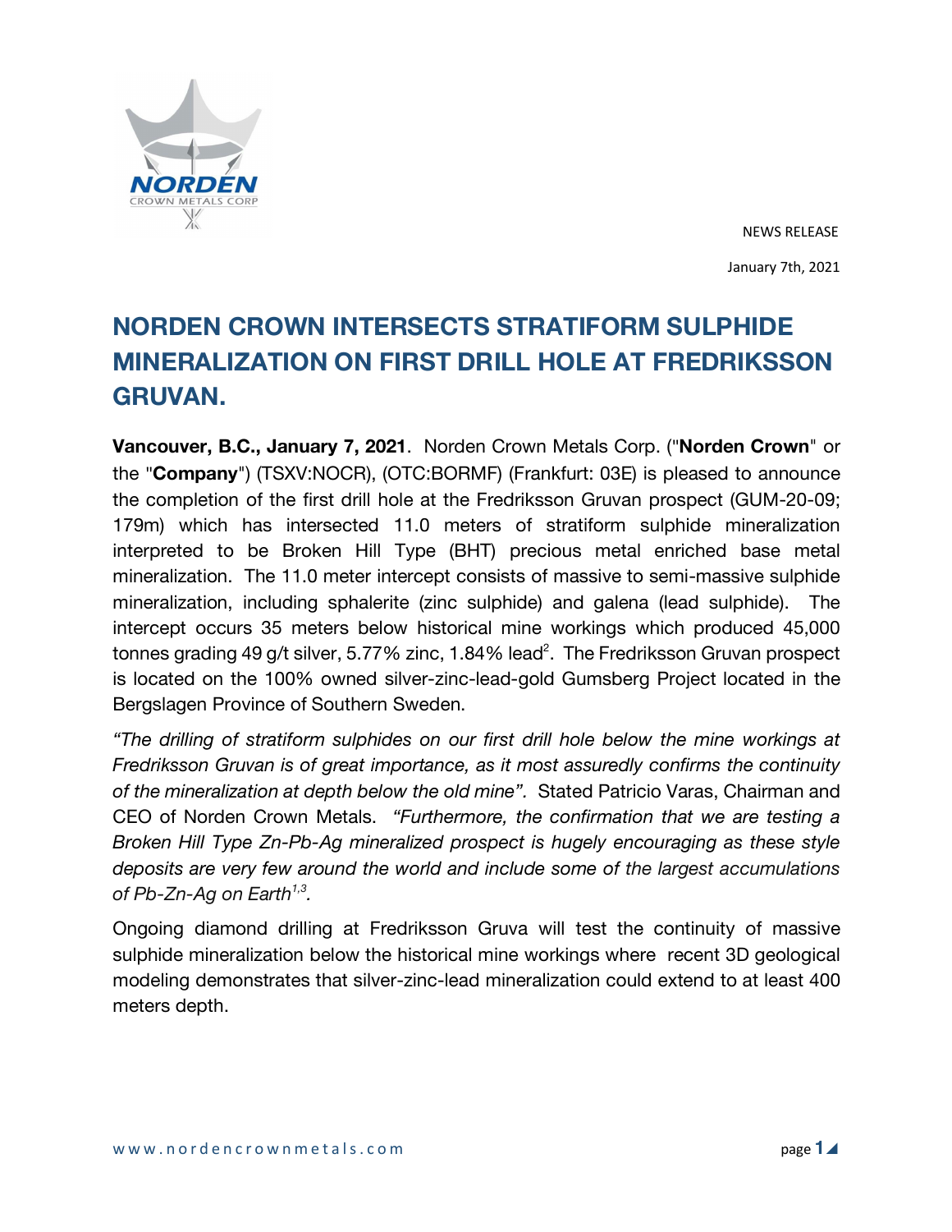NEWS RELEASE

January 7th, 2021

# NORDEN CROWN INTERSECTS STRATIFORM SULPHIDE MINERALIZATION ON FIRST DRILL HOLE AT FREDRIKSSON GRUVAN.

**Vancouver, B.C., January 7, 2021**. Norden Crown Metals Corp. ("**Norden Crown**" or the "**Company**") (TSXV:NOCR), (OTC:BORMF) (Frankfurt: 03E) is pleased to announce the completion of the first drill hole at the Fredriksson Gruvan prospect (GUM-20-09; 179m) which has intersected 11.0 meters of stratiform sulphide mineralization interpreted to be Broken Hill Type (BHT) precious metal enriched base metal mineralization. The 11.0 meter intercept consists of massive to semi-massive sulphide mineralization, including sphalerite (zinc sulphide) and galena (lead sulphide). The intercept occurs 35 meters below historical mine workings which produced 45,000 tonnes grading 49 g/t silver, 5.77% zinc, 1.84% lead[2]. The Fredriksson Gruvan prospect is located on the 100% owned silver-zinc-lead-gold Gumsberg Project located in the Bergslagen Province of Southern Sweden.

*"The drilling of stratiform sulphides on our first drill hole below the mine workings at Fredriksson Gruvan is of great importance, as it most assuredly confirms the continuity of the mineralization at depth below the old mine".* Stated Patricio Varas, Chairman and CEO of Norden Crown Metals. *"Furthermore, the confirmation that we are testing a Broken Hill Type Zn-Pb-Ag mineralized prospect is hugely encouraging as these style deposits are very few around the world and include some of the largest accumulations of Pb-Zn-Ag on Earth[1,3].*

Ongoing diamond drilling at Fredriksson Gruva will test the continuity of massive sulphide mineralization below the historical mine workings where recent 3D geological modeling demonstrates that silver-zinc-lead mineralization could extend to at least 400 meters depth.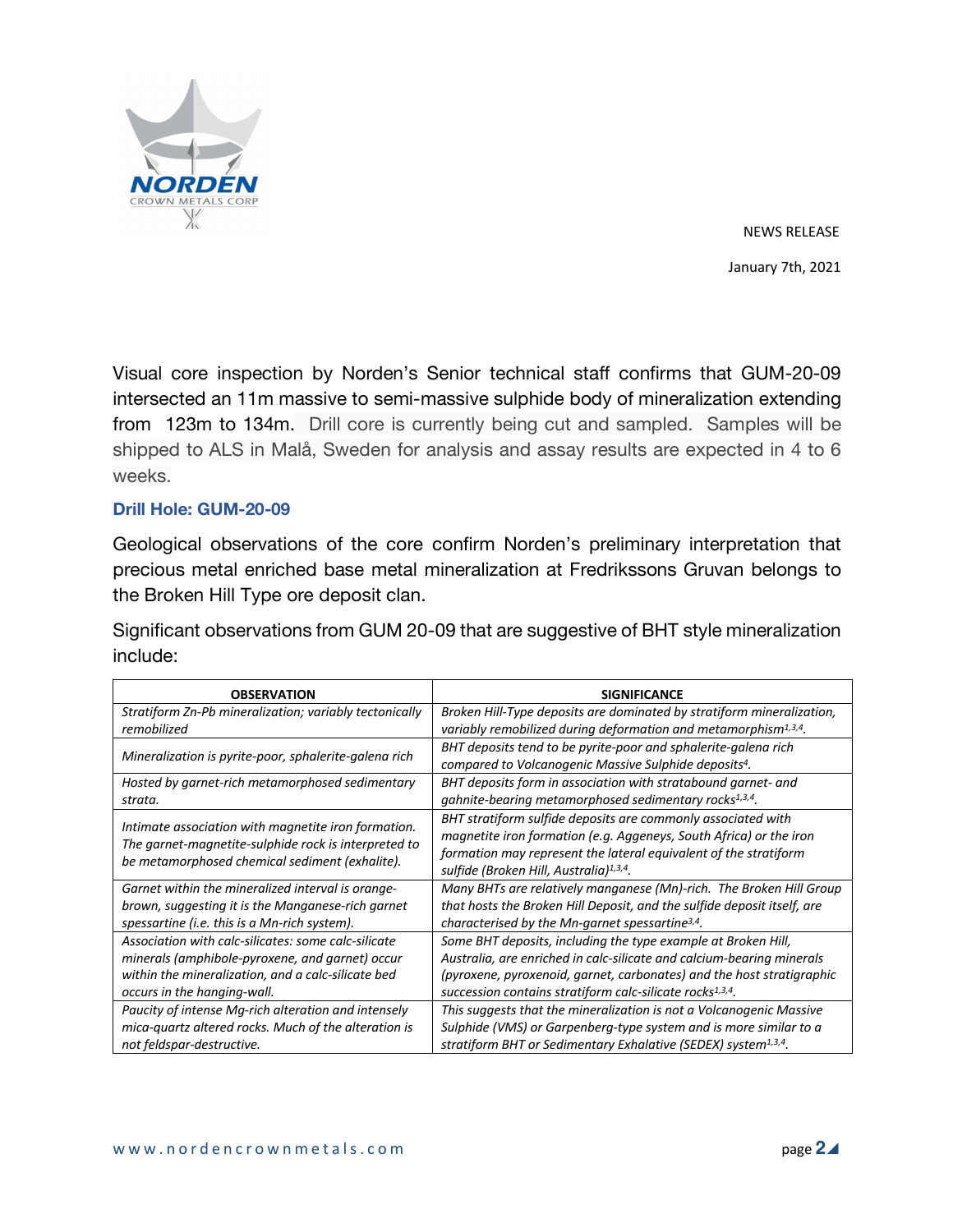NEWS RELEASE

January 7th, 2021

Visual core inspection by Norden's Senior technical staff confirms that GUM-20-09 intersected an 11m massive to semi-massive sulphide body of mineralization extending from 123m to 134m. Drill core is currently being cut and sampled. Samples will be shipped to ALS in Malå, Sweden for analysis and assay results are expected in 4 to 6 weeks.

### Drill Hole: GUM-20-09

Geological observations of the core confirm Norden's preliminary interpretation that precious metal enriched base metal mineralization at Fredrikssons Gruvan belongs to the Broken Hill Type ore deposit clan.

Significant observations from GUM 20-09 that are suggestive of BHT style mineralization include:

| OBSERVATION | SIGNIFICANCE |
|---|---|
| *Stratiform Zn-Pb mineralization; variably tectonically remobilized* | *Broken Hill-Type deposits are dominated by stratiform mineralization, variably remobilized during deformation and metamorphism[1,3,4].* |
| *Mineralization is pyrite-poor, sphalerite-galena rich* | *BHT deposits tend to be pyrite-poor and sphalerite-galena rich compared to Volcanogenic Massive Sulphide deposits[4].* |
| *Hosted by garnet-rich metamorphosed sedimentary strata.* | *BHT deposits form in association with stratabound garnet- and gahnite-bearing metamorphosed sedimentary rocks[1,3,4].* |
| *Intimate association with magnetite iron formation. The garnet-magnetite-sulphide rock is interpreted to be metamorphosed chemical sediment (exhalite).* | *BHT stratiform sulfide deposits are commonly associated with magnetite iron formation (e.g. Aggeneys, South Africa) or the iron formation may represent the lateral equivalent of the stratiform sulfide (Broken Hill, Australia)[1,3,4].* |
| *Garnet within the mineralized interval is orange-brown, suggesting it is the Manganese-rich garnet spessartine (i.e. this is a Mn-rich system).* | *Many BHTs are relatively manganese (Mn)-rich. The Broken Hill Group that hosts the Broken Hill Deposit, and the sulfide deposit itself, are characterised by the Mn-garnet spessartine[3,4].* |
| *Association with calc-silicates: some calc-silicate minerals (amphibole-pyroxene, and garnet) occur within the mineralization, and a calc-silicate bed occurs in the hanging-wall.* | *Some BHT deposits, including the type example at Broken Hill, Australia, are enriched in calc-silicate and calcium-bearing minerals (pyroxene, pyroxenoid, garnet, carbonates) and the host stratigraphic succession contains stratiform calc-silicate rocks[1,3,4].* |
| *Paucity of intense Mg-rich alteration and intensely mica-quartz altered rocks. Much of the alteration is not feldspar-destructive.* | *This suggests that the mineralization is not a Volcanogenic Massive Sulphide (VMS) or Garpenberg-type system and is more similar to a stratiform BHT or Sedimentary Exhalative (SEDEX) system[1,3,4].* |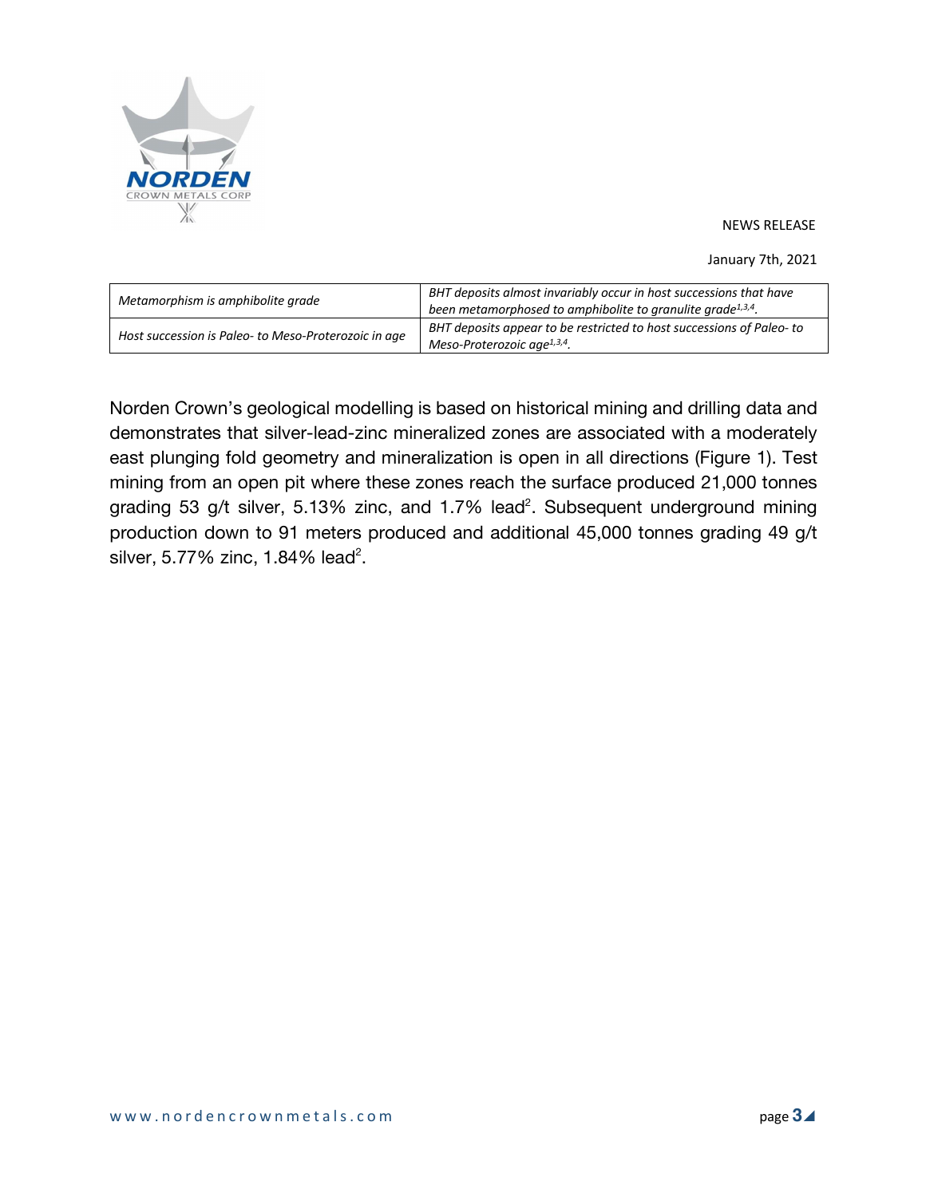| *Metamorphism is amphibolite grade* | *BHT deposits almost invariably occur in host successions that have been metamorphosed to amphibolite to granulite grade*[1,3,4]. |
|---|---|
| *Host succession is Paleo- to Meso-Proterozoic in age* | *BHT deposits appear to be restricted to host successions of Paleo- to Meso-Proterozoic age*[1,3,4]. |

Norden Crown's geological modelling is based on historical mining and drilling data and demonstrates that silver-lead-zinc mineralized zones are associated with a moderately east plunging fold geometry and mineralization is open in all directions (Figure 1). Test mining from an open pit where these zones reach the surface produced 21,000 tonnes grading 53 g/t silver, 5.13% zinc, and 1.7% lead[2]. Subsequent underground mining production down to 91 meters produced and additional 45,000 tonnes grading 49 g/t silver, 5.77% zinc, 1.84% lead[2].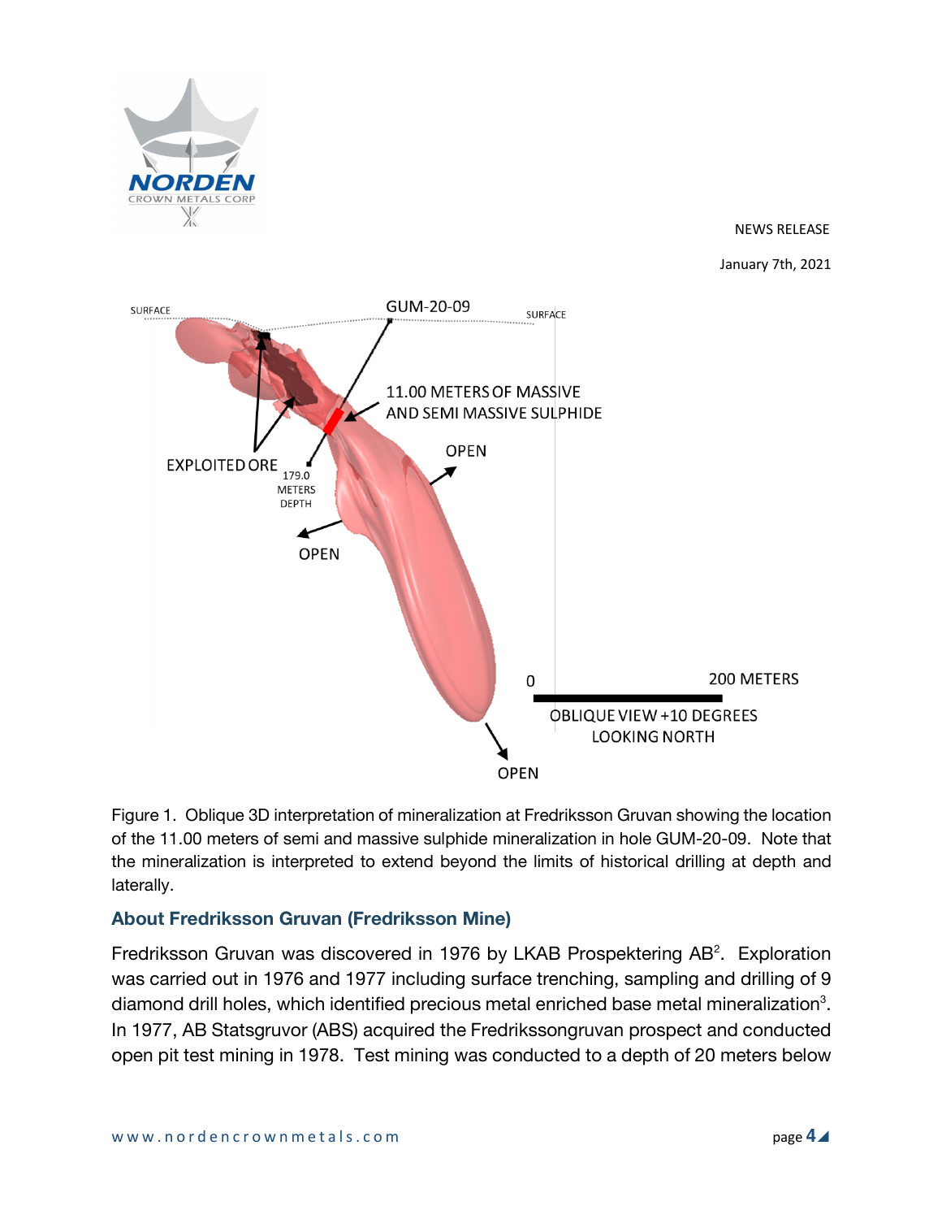Figure 1. Oblique 3D interpretation of mineralization at Fredriksson Gruvan showing the location of the 11.00 meters of semi and massive sulphide mineralization in hole GUM-20-09. Note that the mineralization is interpreted to extend beyond the limits of historical drilling at depth and laterally.

## About Fredriksson Gruvan (Fredriksson Mine)

Fredriksson Gruvan was discovered in 1976 by LKAB Prospektering AB[2]. Exploration was carried out in 1976 and 1977 including surface trenching, sampling and drilling of 9 diamond drill holes, which identified precious metal enriched base metal mineralization[3]. In 1977, AB Statsgruvor (ABS) acquired the Fredrikssongruvan prospect and conducted open pit test mining in 1978. Test mining was conducted to a depth of 20 meters below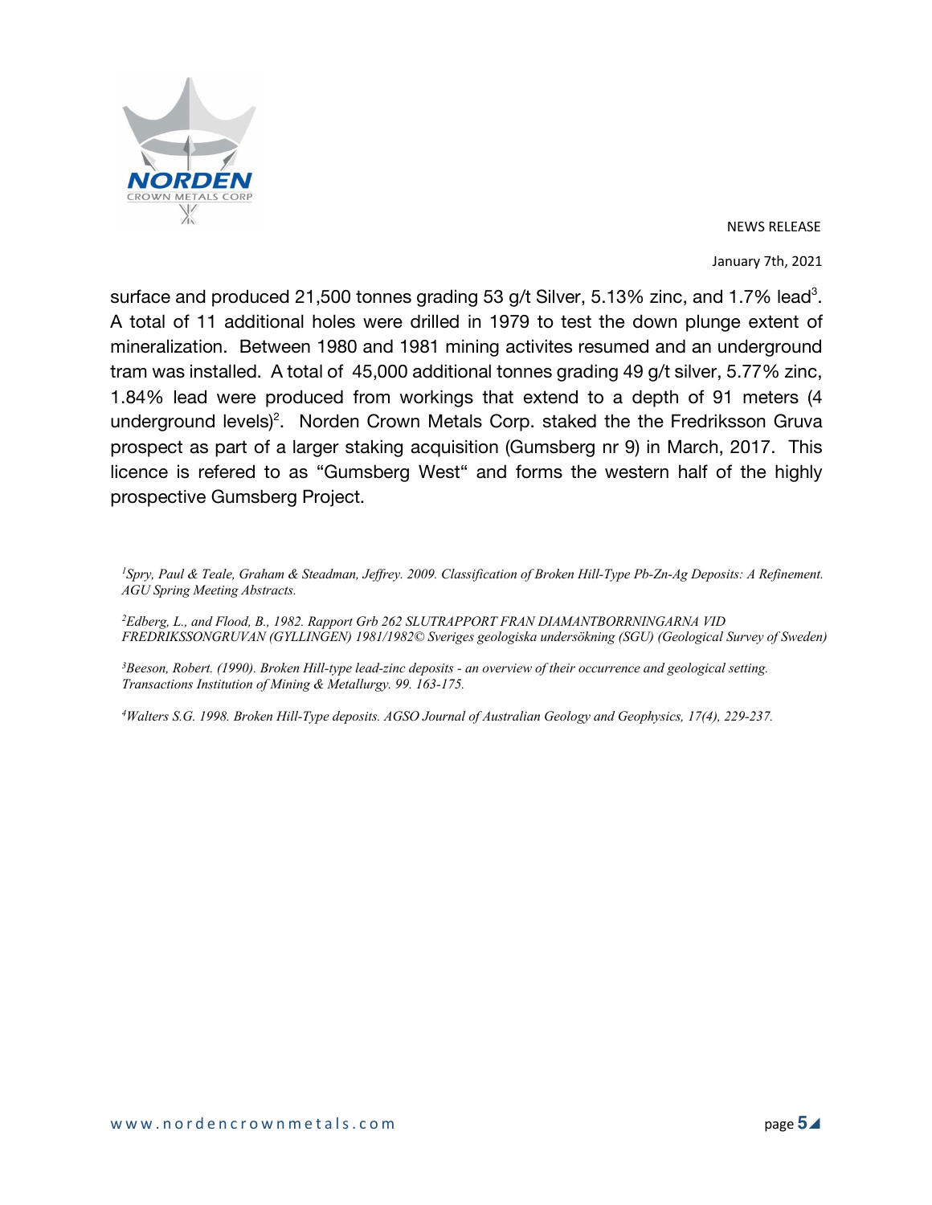surface and produced 21,500 tonnes grading 53 g/t Silver, 5.13% zinc, and 1.7% lead[3]. A total of 11 additional holes were drilled in 1979 to test the down plunge extent of mineralization. Between 1980 and 1981 mining activites resumed and an underground tram was installed. A total of 45,000 additional tonnes grading 49 g/t silver, 5.77% zinc, 1.84% lead were produced from workings that extend to a depth of 91 meters (4 underground levels)[2]. Norden Crown Metals Corp. staked the the Fredriksson Gruva prospect as part of a larger staking acquisition (Gumsberg nr 9) in March, 2017. This licence is refered to as "Gumsberg West" and forms the western half of the highly prospective Gumsberg Project.

[1] *Spry, Paul & Teale, Graham & Steadman, Jeffrey. 2009. Classification of Broken Hill-Type Pb-Zn-Ag Deposits: A Refinement. AGU Spring Meeting Abstracts.*

[2] *Edberg, L., and Flood, B., 1982. Rapport Grb 262 SLUTRAPPORT FRAN DIAMANTBORRNINGARNA VID FREDRIKSSONGRUVAN (GYLLINGEN) 1981/1982© Sveriges geologiska undersökning (SGU) (Geological Survey of Sweden)*

[3] *Beeson, Robert. (1990). Broken Hill-type lead-zinc deposits - an overview of their occurrence and geological setting. Transactions Institution of Mining & Metallurgy. 99. 163-175.*

[4] *Walters S.G. 1998. Broken Hill-Type deposits. AGSO Journal of Australian Geology and Geophysics, 17(4), 229-237.*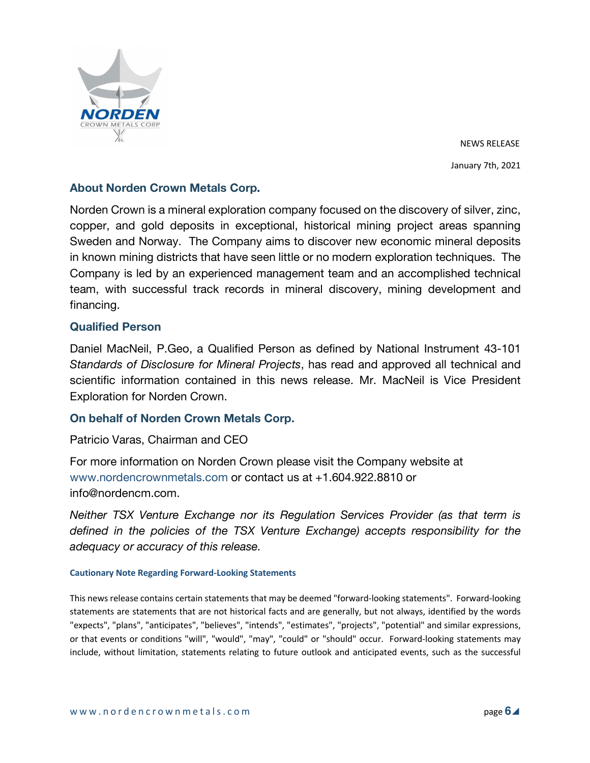NEWS RELEASE

January 7th, 2021

## About Norden Crown Metals Corp.

Norden Crown is a mineral exploration company focused on the discovery of silver, zinc, copper, and gold deposits in exceptional, historical mining project areas spanning Sweden and Norway. The Company aims to discover new economic mineral deposits in known mining districts that have seen little or no modern exploration techniques. The Company is led by an experienced management team and an accomplished technical team, with successful track records in mineral discovery, mining development and financing.

## Qualified Person

Daniel MacNeil, P.Geo, a Qualified Person as defined by National Instrument 43-101 *Standards of Disclosure for Mineral Projects*, has read and approved all technical and scientific information contained in this news release. Mr. MacNeil is Vice President Exploration for Norden Crown.

## On behalf of Norden Crown Metals Corp.

Patricio Varas, Chairman and CEO

For more information on Norden Crown please visit the Company website at www.nordencrownmetals.com or contact us at +1.604.922.8810 or info@nordencm.com.

*Neither TSX Venture Exchange nor its Regulation Services Provider (as that term is defined in the policies of the TSX Venture Exchange) accepts responsibility for the adequacy or accuracy of this release.*

### Cautionary Note Regarding Forward-Looking Statements

This news release contains certain statements that may be deemed "forward-looking statements". Forward-looking statements are statements that are not historical facts and are generally, but not always, identified by the words "expects", "plans", "anticipates", "believes", "intends", "estimates", "projects", "potential" and similar expressions, or that events or conditions "will", "would", "may", "could" or "should" occur. Forward-looking statements may include, without limitation, statements relating to future outlook and anticipated events, such as the successful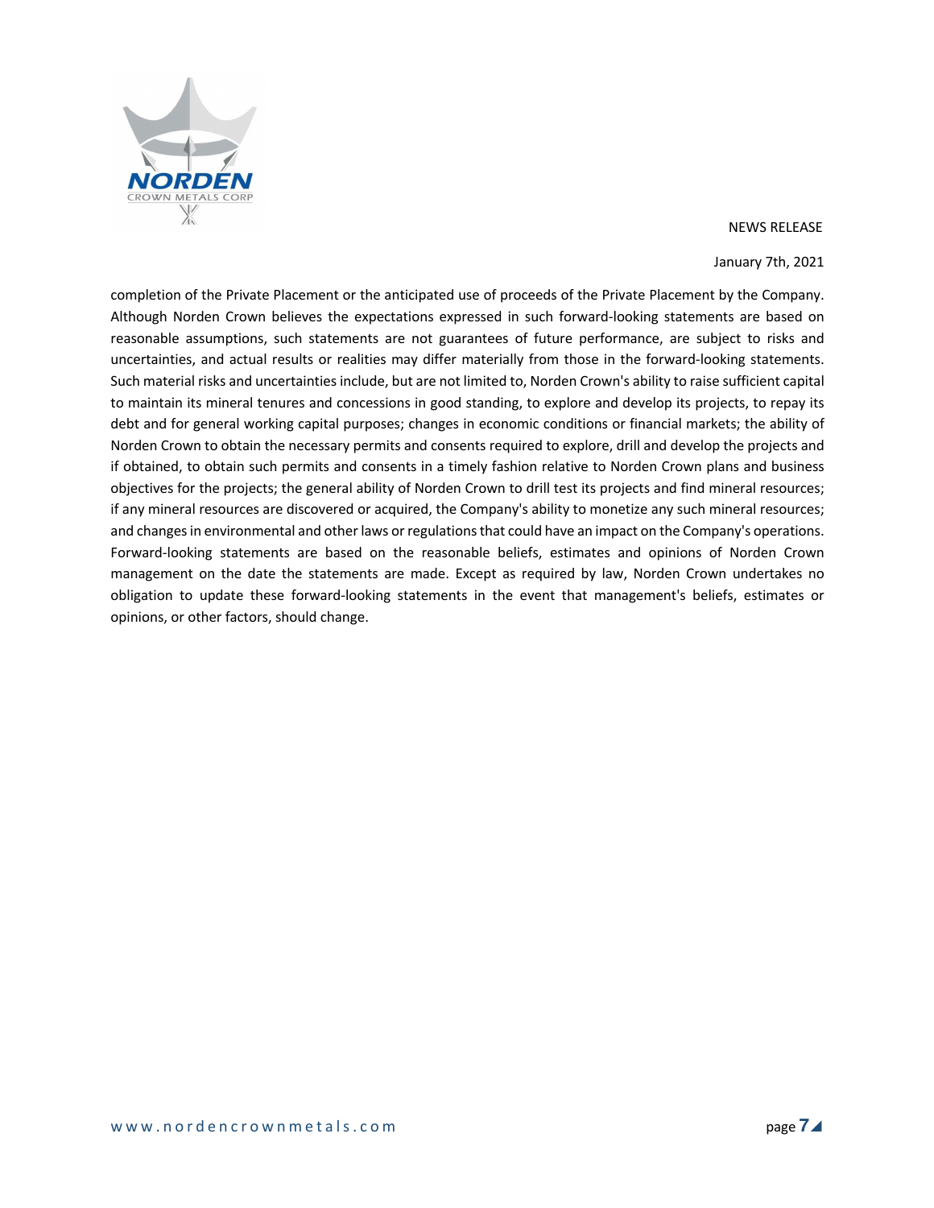completion of the Private Placement or the anticipated use of proceeds of the Private Placement by the Company. Although Norden Crown believes the expectations expressed in such forward-looking statements are based on reasonable assumptions, such statements are not guarantees of future performance, are subject to risks and uncertainties, and actual results or realities may differ materially from those in the forward-looking statements. Such material risks and uncertainties include, but are not limited to, Norden Crown's ability to raise sufficient capital to maintain its mineral tenures and concessions in good standing, to explore and develop its projects, to repay its debt and for general working capital purposes; changes in economic conditions or financial markets; the ability of Norden Crown to obtain the necessary permits and consents required to explore, drill and develop the projects and if obtained, to obtain such permits and consents in a timely fashion relative to Norden Crown plans and business objectives for the projects; the general ability of Norden Crown to drill test its projects and find mineral resources; if any mineral resources are discovered or acquired, the Company's ability to monetize any such mineral resources; and changes in environmental and other laws or regulations that could have an impact on the Company's operations. Forward-looking statements are based on the reasonable beliefs, estimates and opinions of Norden Crown management on the date the statements are made. Except as required by law, Norden Crown undertakes no obligation to update these forward-looking statements in the event that management's beliefs, estimates or opinions, or other factors, should change.